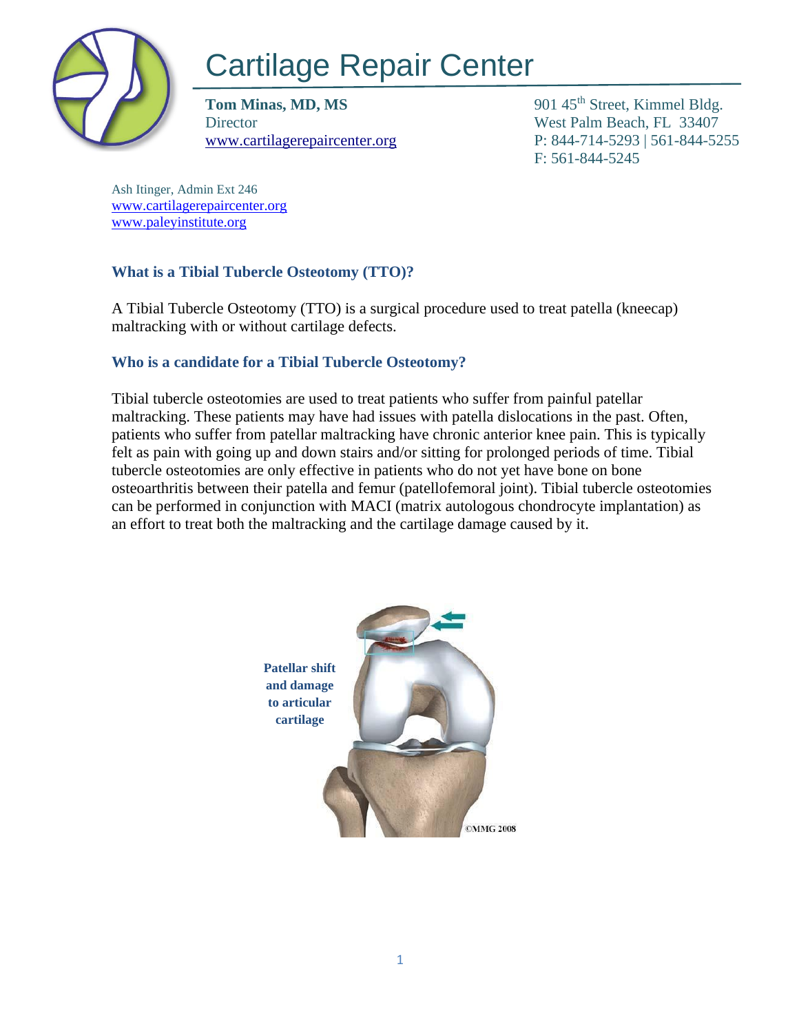# Cartilage Repair Center

**Tom Minas, MD, MS**
Director
www.cartilagerepaircenter.org

901 45th Street, Kimmel Bldg.
West Palm Beach, FL 33407
P: 844-714-5293 | 561-844-5255
F: 561-844-5245

Ash Itinger, Admin Ext 246
www.cartilagerepaircenter.org
www.paleyinstitute.org

### What is a Tibial Tubercle Osteotomy (TTO)?

A Tibial Tubercle Osteotomy (TTO) is a surgical procedure used to treat patella (kneecap) maltracking with or without cartilage defects.

### Who is a candidate for a Tibial Tubercle Osteotomy?

Tibial tubercle osteotomies are used to treat patients who suffer from painful patellar maltracking. These patients may have had issues with patella dislocations in the past. Often, patients who suffer from patellar maltracking have chronic anterior knee pain. This is typically felt as pain with going up and down stairs and/or sitting for prolonged periods of time. Tibial tubercle osteotomies are only effective in patients who do not yet have bone on bone osteoarthritis between their patella and femur (patellofemoral joint). Tibial tubercle osteotomies can be performed in conjunction with MACI (matrix autologous chondrocyte implantation) as an effort to treat both the maltracking and the cartilage damage caused by it.

**Patellar shift and damage to articular cartilage**

©MMG 2008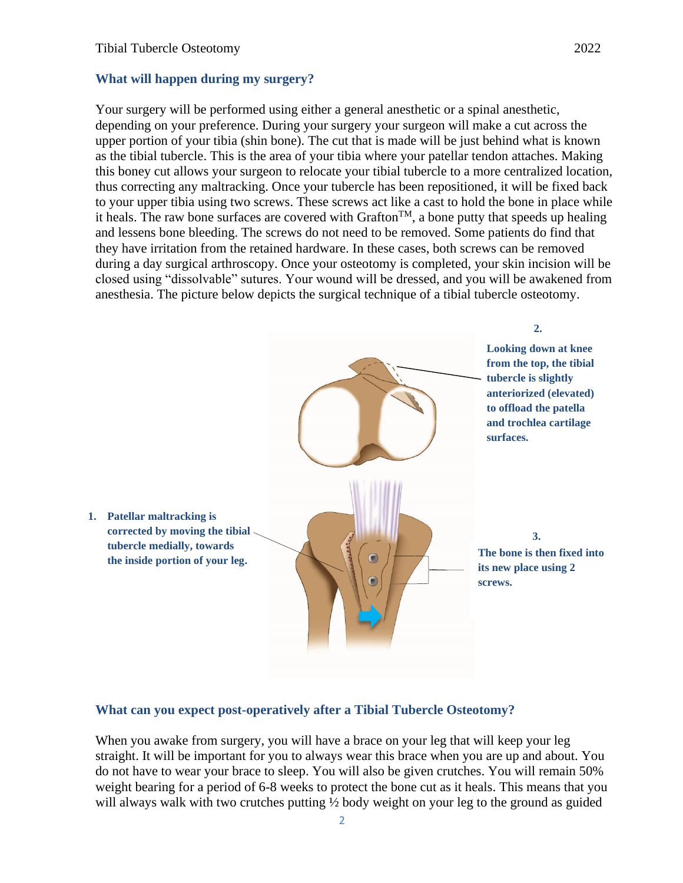## What will happen during my surgery?

Your surgery will be performed using either a general anesthetic or a spinal anesthetic, depending on your preference. During your surgery your surgeon will make a cut across the upper portion of your tibia (shin bone). The cut that is made will be just behind what is known as the tibial tubercle. This is the area of your tibia where your patellar tendon attaches. Making this boney cut allows your surgeon to relocate your tibial tubercle to a more centralized location, thus correcting any maltracking. Once your tubercle has been repositioned, it will be fixed back to your upper tibia using two screws. These screws act like a cast to hold the bone in place while it heals. The raw bone surfaces are covered with Grafton™, a bone putty that speeds up healing and lessens bone bleeding. The screws do not need to be removed. Some patients do find that they have irritation from the retained hardware. In these cases, both screws can be removed during a day surgical arthroscopy. Once your osteotomy is completed, your skin incision will be closed using "dissolvable" sutures. Your wound will be dressed, and you will be awakened from anesthesia. The picture below depicts the surgical technique of a tibial tubercle osteotomy.

**1. Patellar maltracking is corrected by moving the tibial tubercle medially, towards the inside portion of your leg.**

**2. Looking down at knee from the top, the tibial tubercle is slightly anteriorized (elevated) to offload the patella and trochlea cartilage surfaces.**

**3. The bone is then fixed into its new place using 2 screws.**

## What can you expect post-operatively after a Tibial Tubercle Osteotomy?

When you awake from surgery, you will have a brace on your leg that will keep your leg straight. It will be important for you to always wear this brace when you are up and about. You do not have to wear your brace to sleep. You will also be given crutches. You will remain 50% weight bearing for a period of 6-8 weeks to protect the bone cut as it heals. This means that you will always walk with two crutches putting ½ body weight on your leg to the ground as guided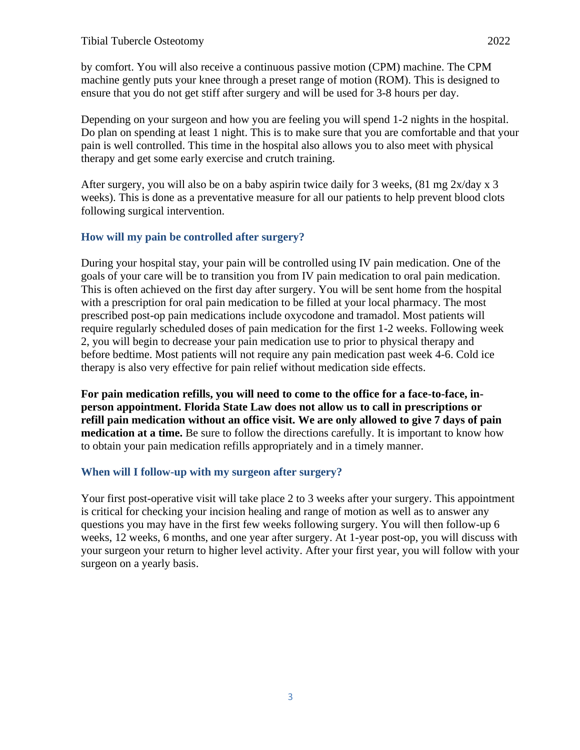by comfort. You will also receive a continuous passive motion (CPM) machine. The CPM machine gently puts your knee through a preset range of motion (ROM). This is designed to ensure that you do not get stiff after surgery and will be used for 3-8 hours per day.

Depending on your surgeon and how you are feeling you will spend 1-2 nights in the hospital. Do plan on spending at least 1 night. This is to make sure that you are comfortable and that your pain is well controlled. This time in the hospital also allows you to also meet with physical therapy and get some early exercise and crutch training.

After surgery, you will also be on a baby aspirin twice daily for 3 weeks, (81 mg 2x/day x 3 weeks). This is done as a preventative measure for all our patients to help prevent blood clots following surgical intervention.

### How will my pain be controlled after surgery?

During your hospital stay, your pain will be controlled using IV pain medication. One of the goals of your care will be to transition you from IV pain medication to oral pain medication. This is often achieved on the first day after surgery. You will be sent home from the hospital with a prescription for oral pain medication to be filled at your local pharmacy. The most prescribed post-op pain medications include oxycodone and tramadol. Most patients will require regularly scheduled doses of pain medication for the first 1-2 weeks. Following week 2, you will begin to decrease your pain medication use to prior to physical therapy and before bedtime. Most patients will not require any pain medication past week 4-6. Cold ice therapy is also very effective for pain relief without medication side effects.

**For pain medication refills, you will need to come to the office for a face-to-face, in-person appointment. Florida State Law does not allow us to call in prescriptions or refill pain medication without an office visit. We are only allowed to give 7 days of pain medication at a time.** Be sure to follow the directions carefully. It is important to know how to obtain your pain medication refills appropriately and in a timely manner.

### When will I follow-up with my surgeon after surgery?

Your first post-operative visit will take place 2 to 3 weeks after your surgery. This appointment is critical for checking your incision healing and range of motion as well as to answer any questions you may have in the first few weeks following surgery. You will then follow-up 6 weeks, 12 weeks, 6 months, and one year after surgery. At 1-year post-op, you will discuss with your surgeon your return to higher level activity. After your first year, you will follow with your surgeon on a yearly basis.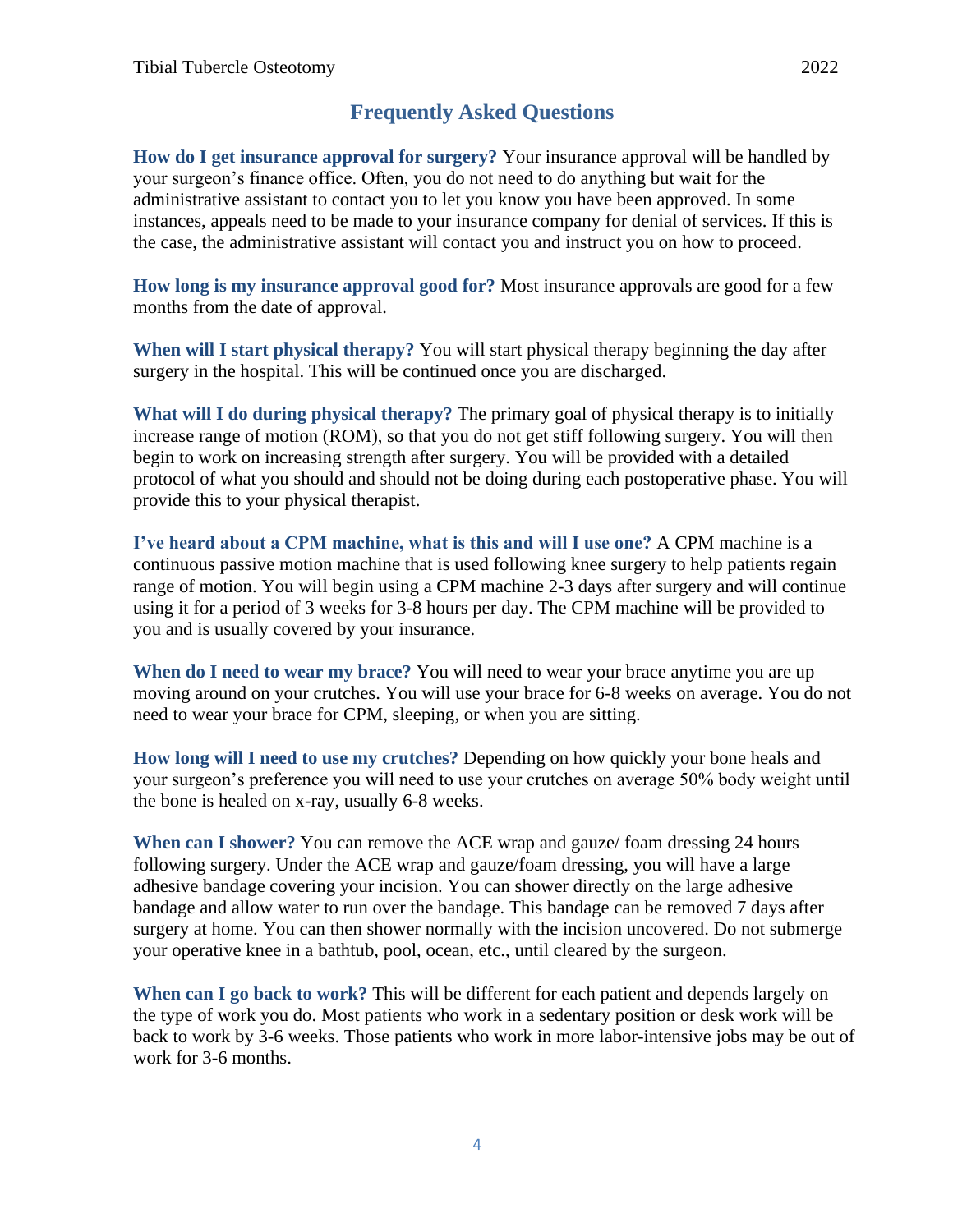## Frequently Asked Questions

**How do I get insurance approval for surgery?** Your insurance approval will be handled by your surgeon's finance office. Often, you do not need to do anything but wait for the administrative assistant to contact you to let you know you have been approved. In some instances, appeals need to be made to your insurance company for denial of services. If this is the case, the administrative assistant will contact you and instruct you on how to proceed.

**How long is my insurance approval good for?** Most insurance approvals are good for a few months from the date of approval.

**When will I start physical therapy?** You will start physical therapy beginning the day after surgery in the hospital. This will be continued once you are discharged.

**What will I do during physical therapy?** The primary goal of physical therapy is to initially increase range of motion (ROM), so that you do not get stiff following surgery. You will then begin to work on increasing strength after surgery. You will be provided with a detailed protocol of what you should and should not be doing during each postoperative phase. You will provide this to your physical therapist.

**I've heard about a CPM machine, what is this and will I use one?** A CPM machine is a continuous passive motion machine that is used following knee surgery to help patients regain range of motion. You will begin using a CPM machine 2-3 days after surgery and will continue using it for a period of 3 weeks for 3-8 hours per day. The CPM machine will be provided to you and is usually covered by your insurance.

**When do I need to wear my brace?** You will need to wear your brace anytime you are up moving around on your crutches. You will use your brace for 6-8 weeks on average. You do not need to wear your brace for CPM, sleeping, or when you are sitting.

**How long will I need to use my crutches?** Depending on how quickly your bone heals and your surgeon's preference you will need to use your crutches on average 50% body weight until the bone is healed on x-ray, usually 6-8 weeks.

**When can I shower?** You can remove the ACE wrap and gauze/ foam dressing 24 hours following surgery. Under the ACE wrap and gauze/foam dressing, you will have a large adhesive bandage covering your incision. You can shower directly on the large adhesive bandage and allow water to run over the bandage. This bandage can be removed 7 days after surgery at home. You can then shower normally with the incision uncovered. Do not submerge your operative knee in a bathtub, pool, ocean, etc., until cleared by the surgeon.

**When can I go back to work?** This will be different for each patient and depends largely on the type of work you do. Most patients who work in a sedentary position or desk work will be back to work by 3-6 weeks. Those patients who work in more labor-intensive jobs may be out of work for 3-6 months.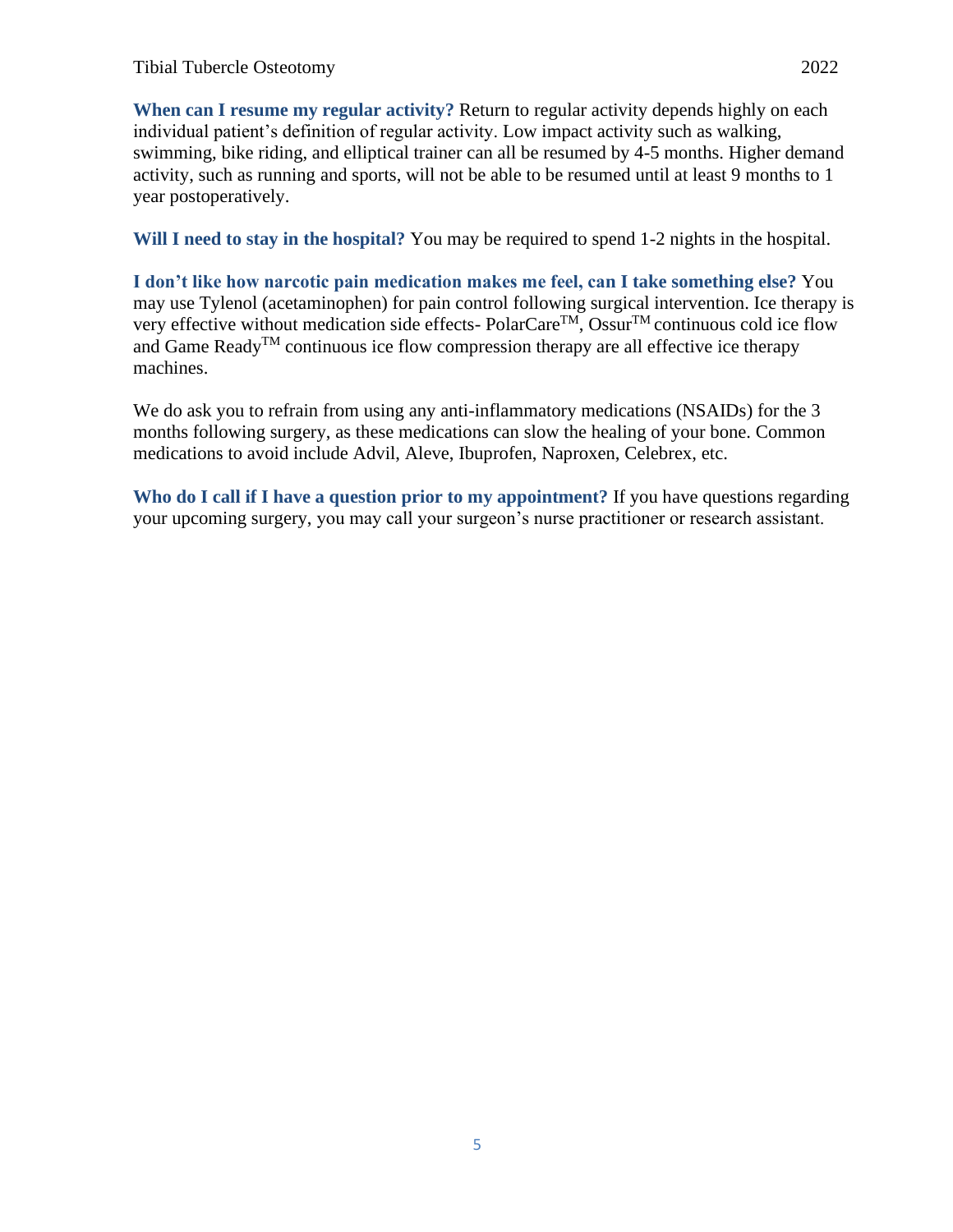**When can I resume my regular activity?** Return to regular activity depends highly on each individual patient's definition of regular activity. Low impact activity such as walking, swimming, bike riding, and elliptical trainer can all be resumed by 4-5 months. Higher demand activity, such as running and sports, will not be able to be resumed until at least 9 months to 1 year postoperatively.

**Will I need to stay in the hospital?** You may be required to spend 1-2 nights in the hospital.

**I don't like how narcotic pain medication makes me feel, can I take something else?** You may use Tylenol (acetaminophen) for pain control following surgical intervention. Ice therapy is very effective without medication side effects- PolarCare™, Ossur™ continuous cold ice flow and Game Ready™ continuous ice flow compression therapy are all effective ice therapy machines.

We do ask you to refrain from using any anti-inflammatory medications (NSAIDs) for the 3 months following surgery, as these medications can slow the healing of your bone. Common medications to avoid include Advil, Aleve, Ibuprofen, Naproxen, Celebrex, etc.

**Who do I call if I have a question prior to my appointment?** If you have questions regarding your upcoming surgery, you may call your surgeon's nurse practitioner or research assistant.